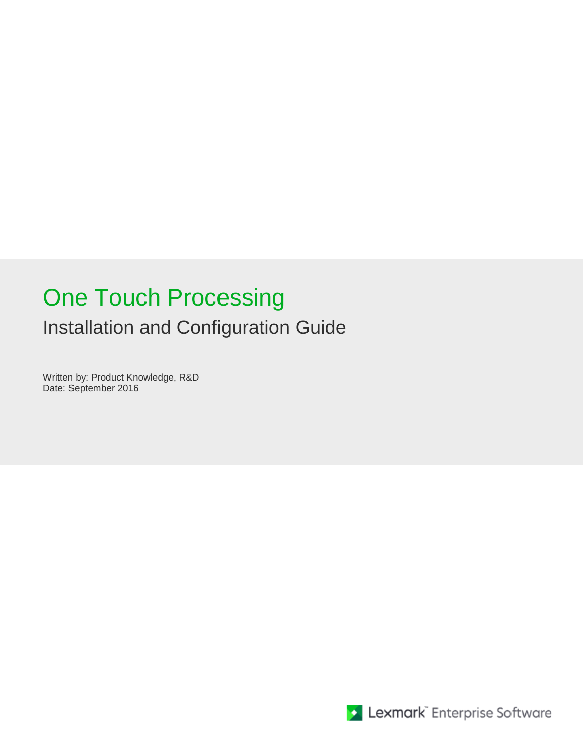# One Touch Processing

## Installation and Configuration Guide

Written by: Product Knowledge, R&D
Date: September 2016

Lexmark™ Enterprise Software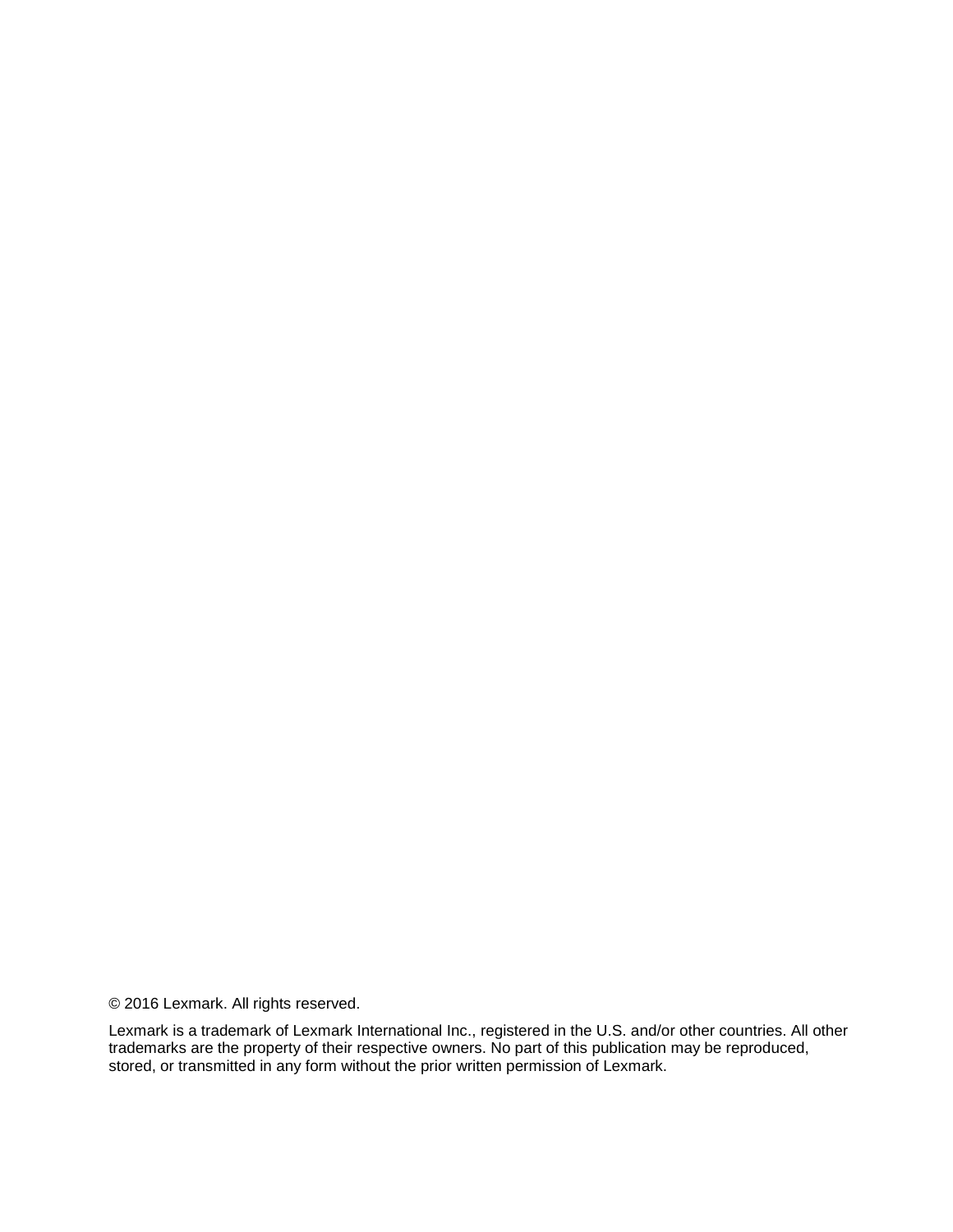© 2016 Lexmark. All rights reserved.

Lexmark is a trademark of Lexmark International Inc., registered in the U.S. and/or other countries. All other trademarks are the property of their respective owners. No part of this publication may be reproduced, stored, or transmitted in any form without the prior written permission of Lexmark.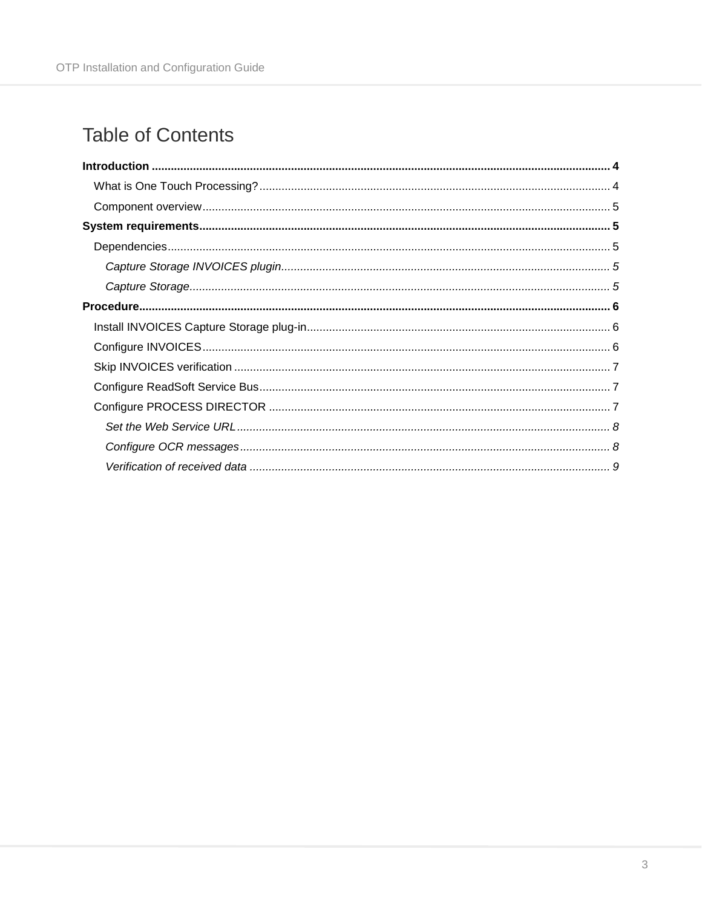# Table of Contents

**Introduction** ........ **4**

- What is One Touch Processing? ........ 4
- Component overview ........ 5

**System requirements** ........ **5**

- Dependencies ........ 5
  - *Capture Storage INVOICES plugin* ........ *5*
  - *Capture Storage* ........ *5*

**Procedure** ........ **6**

- Install INVOICES Capture Storage plug-in ........ 6
- Configure INVOICES ........ 6
- Skip INVOICES verification ........ 7
- Configure ReadSoft Service Bus ........ 7
- Configure PROCESS DIRECTOR ........ 7
  - *Set the Web Service URL* ........ *8*
  - *Configure OCR messages* ........ *8*
  - *Verification of received data* ........ *9*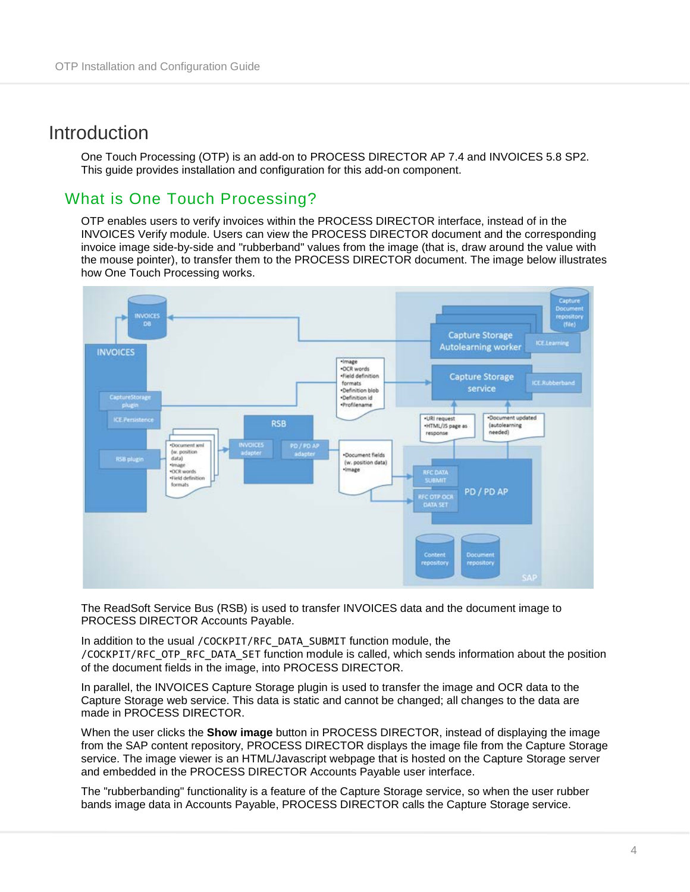# Introduction

One Touch Processing (OTP) is an add-on to PROCESS DIRECTOR AP 7.4 and INVOICES 5.8 SP2. This guide provides installation and configuration for this add-on component.

## What is One Touch Processing?

OTP enables users to verify invoices within the PROCESS DIRECTOR interface, instead of in the INVOICES Verify module. Users can view the PROCESS DIRECTOR document and the corresponding invoice image side-by-side and "rubberband" values from the image (that is, draw around the value with the mouse pointer), to transfer them to the PROCESS DIRECTOR document. The image below illustrates how One Touch Processing works.

The ReadSoft Service Bus (RSB) is used to transfer INVOICES data and the document image to PROCESS DIRECTOR Accounts Payable.

In addition to the usual `/COCKPIT/RFC_DATA_SUBMIT` function module, the `/COCKPIT/RFC_OTP_RFC_DATA_SET` function module is called, which sends information about the position of the document fields in the image, into PROCESS DIRECTOR.

In parallel, the INVOICES Capture Storage plugin is used to transfer the image and OCR data to the Capture Storage web service. This data is static and cannot be changed; all changes to the data are made in PROCESS DIRECTOR.

When the user clicks the **Show image** button in PROCESS DIRECTOR, instead of displaying the image from the SAP content repository, PROCESS DIRECTOR displays the image file from the Capture Storage service. The image viewer is an HTML/Javascript webpage that is hosted on the Capture Storage server and embedded in the PROCESS DIRECTOR Accounts Payable user interface.

The "rubberbanding" functionality is a feature of the Capture Storage service, so when the user rubber bands image data in Accounts Payable, PROCESS DIRECTOR calls the Capture Storage service.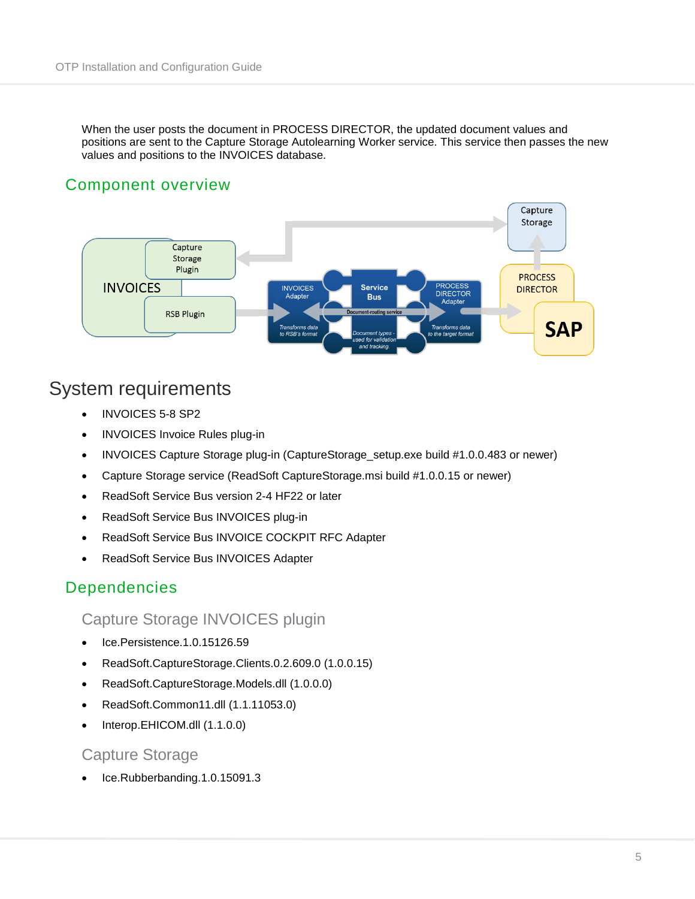When the user posts the document in PROCESS DIRECTOR, the updated document values and positions are sent to the Capture Storage Autolearning Worker service. This service then passes the new values and positions to the INVOICES database.

## Component overview

# System requirements

- INVOICES 5-8 SP2
- INVOICES Invoice Rules plug-in
- INVOICES Capture Storage plug-in (CaptureStorage_setup.exe build #1.0.0.483 or newer)
- Capture Storage service (ReadSoft CaptureStorage.msi build #1.0.0.15 or newer)
- ReadSoft Service Bus version 2-4 HF22 or later
- ReadSoft Service Bus INVOICES plug-in
- ReadSoft Service Bus INVOICE COCKPIT RFC Adapter
- ReadSoft Service Bus INVOICES Adapter

## Dependencies

### Capture Storage INVOICES plugin

- Ice.Persistence.1.0.15126.59
- ReadSoft.CaptureStorage.Clients.0.2.609.0 (1.0.0.15)
- ReadSoft.CaptureStorage.Models.dll (1.0.0.0)
- ReadSoft.Common11.dll (1.1.11053.0)
- Interop.EHICOM.dll (1.1.0.0)

### Capture Storage

- Ice.Rubberbanding.1.0.15091.3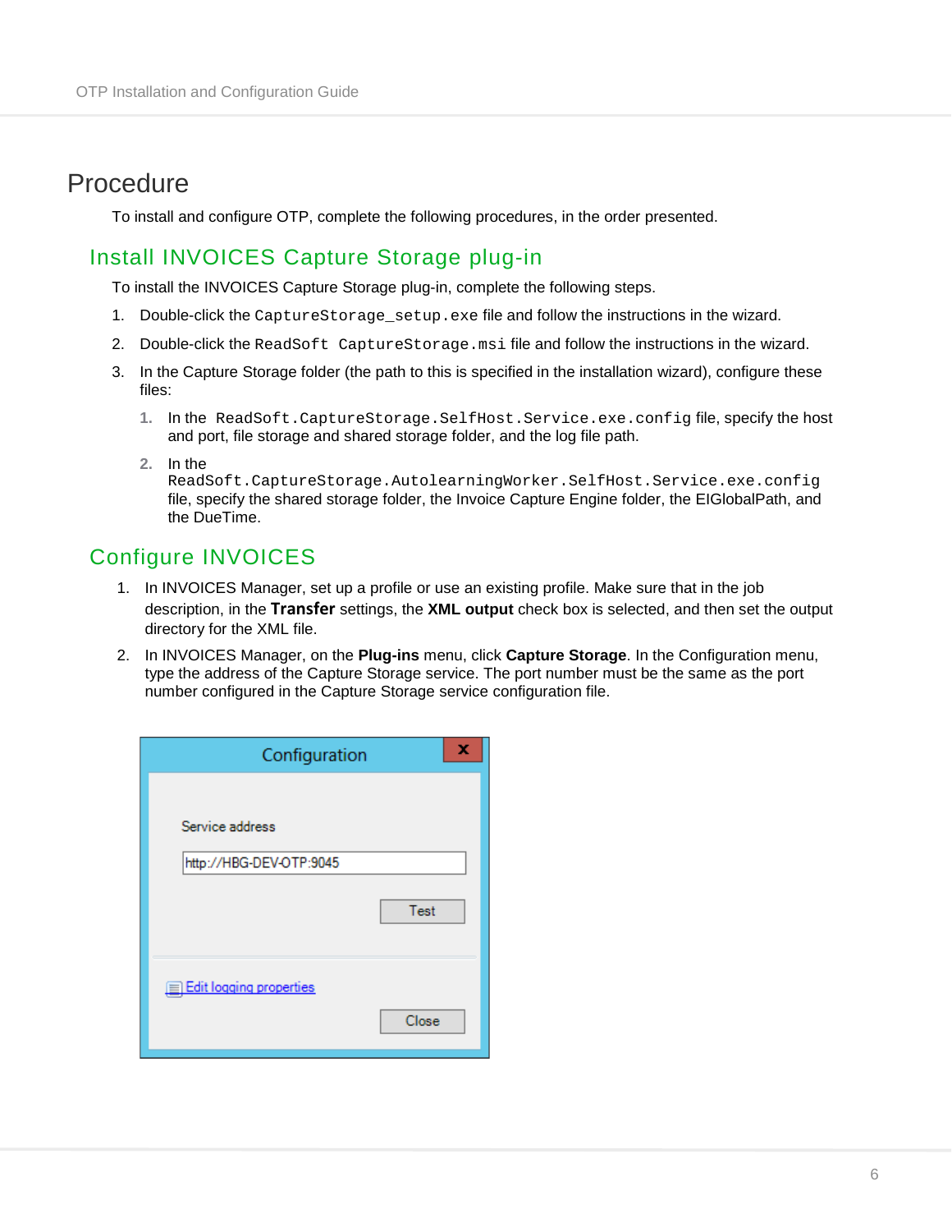# Procedure

To install and configure OTP, complete the following procedures, in the order presented.

## Install INVOICES Capture Storage plug-in

To install the INVOICES Capture Storage plug-in, complete the following steps.

1. Double-click the `CaptureStorage_setup.exe` file and follow the instructions in the wizard.
2. Double-click the `ReadSoft CaptureStorage.msi` file and follow the instructions in the wizard.
3. In the Capture Storage folder (the path to this is specified in the installation wizard), configure these files:
   1. In the `ReadSoft.CaptureStorage.SelfHost.Service.exe.config` file, specify the host and port, file storage and shared storage folder, and the log file path.
   2. In the `ReadSoft.CaptureStorage.AutolearningWorker.SelfHost.Service.exe.config` file, specify the shared storage folder, the Invoice Capture Engine folder, the EIGlobalPath, and the DueTime.

## Configure INVOICES

1. In INVOICES Manager, set up a profile or use an existing profile. Make sure that in the job description, in the **Transfer** settings, the **XML output** check box is selected, and then set the output directory for the XML file.
2. In INVOICES Manager, on the **Plug-ins** menu, click **Capture Storage**. In the Configuration menu, type the address of the Capture Storage service. The port number must be the same as the port number configured in the Capture Storage service configuration file.

Configuration

Service address

http://HBG-DEV-OTP:9045

Test

Edit logging properties

Close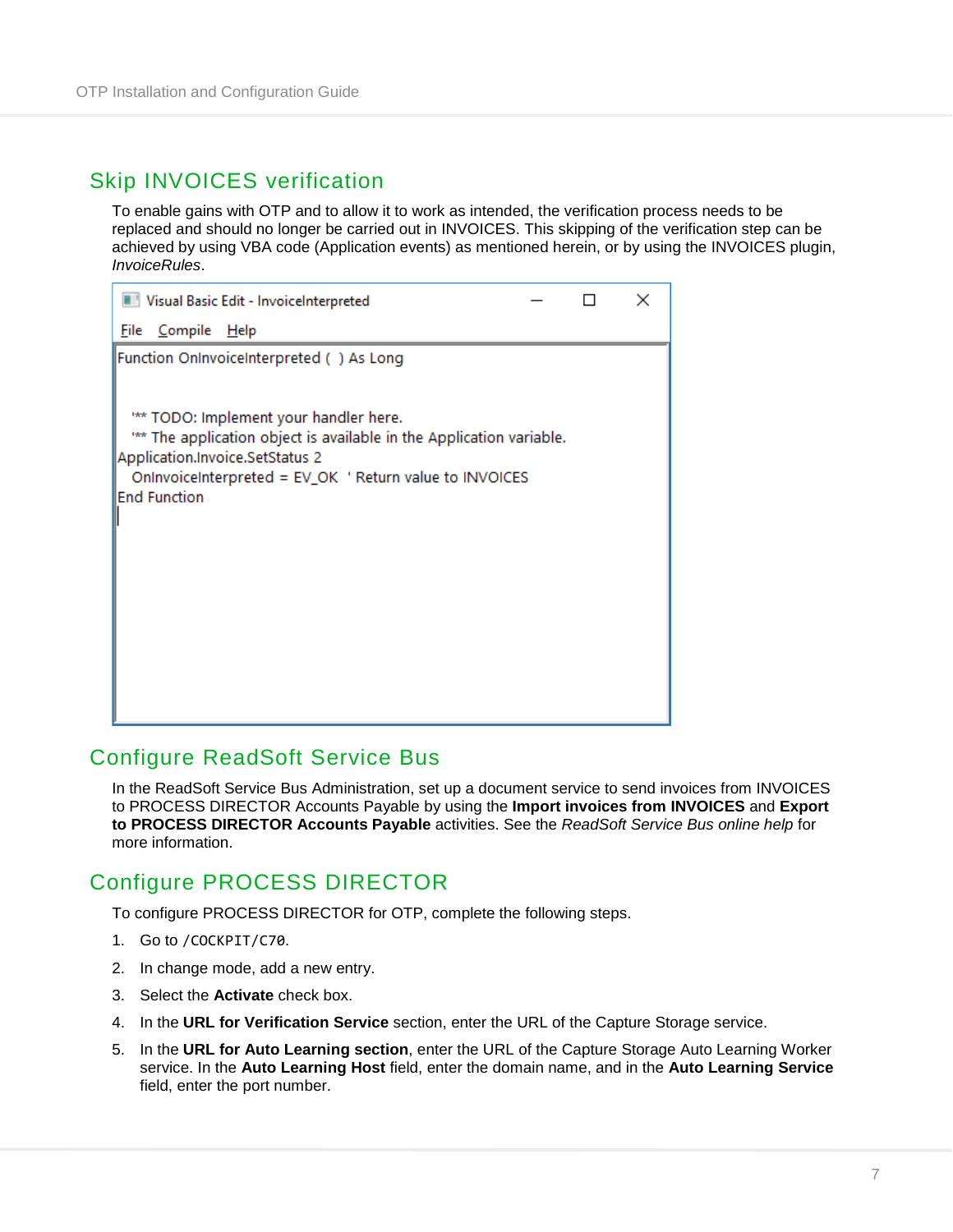## Skip INVOICES verification

To enable gains with OTP and to allow it to work as intended, the verification process needs to be replaced and should no longer be carried out in INVOICES. This skipping of the verification step can be achieved by using VBA code (Application events) as mentioned herein, or by using the INVOICES plugin, *InvoiceRules*.

```
Visual Basic Edit - InvoiceInterpreted
File  Compile  Help

Function OnInvoiceInterpreted ( ) As Long


  '** TODO: Implement your handler here.
  '** The application object is available in the Application variable.
Application.Invoice.SetStatus 2
  OnInvoiceInterpreted = EV_OK  ' Return value to INVOICES
End Function
```

## Configure ReadSoft Service Bus

In the ReadSoft Service Bus Administration, set up a document service to send invoices from INVOICES to PROCESS DIRECTOR Accounts Payable by using the **Import invoices from INVOICES** and **Export to PROCESS DIRECTOR Accounts Payable** activities. See the *ReadSoft Service Bus online help* for more information.

## Configure PROCESS DIRECTOR

To configure PROCESS DIRECTOR for OTP, complete the following steps.

1. Go to `/COCKPIT/C70`.
2. In change mode, add a new entry.
3. Select the **Activate** check box.
4. In the **URL for Verification Service** section, enter the URL of the Capture Storage service.
5. In the **URL for Auto Learning section**, enter the URL of the Capture Storage Auto Learning Worker service. In the **Auto Learning Host** field, enter the domain name, and in the **Auto Learning Service** field, enter the port number.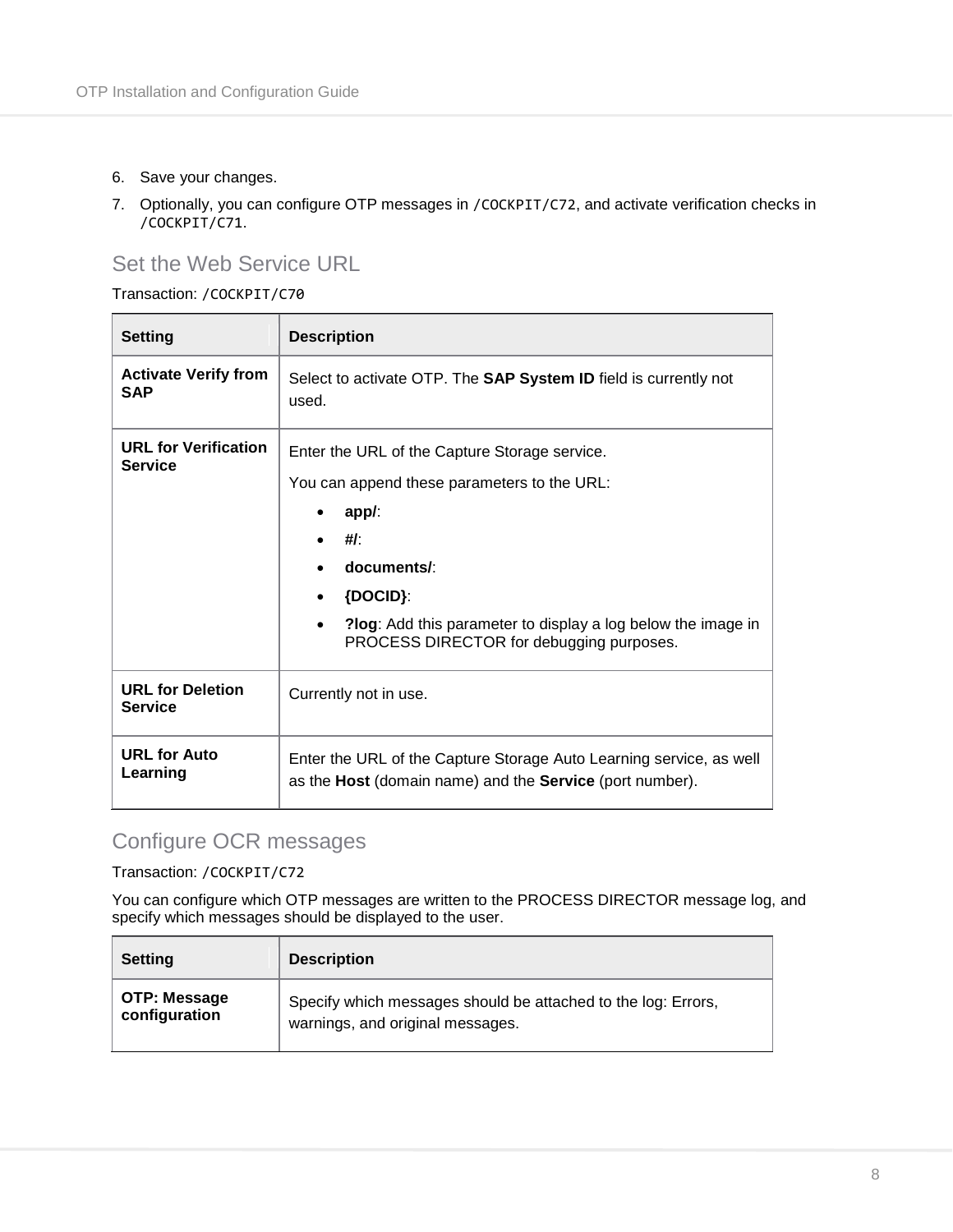6. Save your changes.
7. Optionally, you can configure OTP messages in `/COCKPIT/C72`, and activate verification checks in `/COCKPIT/C71`.

## Set the Web Service URL

Transaction: `/COCKPIT/C70`

| Setting | Description |
|---|---|
| **Activate Verify from SAP** | Select to activate OTP. The **SAP System ID** field is currently not used. |
| **URL for Verification Service** | Enter the URL of the Capture Storage service.<br><br>You can append these parameters to the URL:<br>• **app/**:<br>• **#/**:<br>• **documents/**:<br>• **{DOCID}**:<br>• **?log**: Add this parameter to display a log below the image in PROCESS DIRECTOR for debugging purposes. |
| **URL for Deletion Service** | Currently not in use. |
| **URL for Auto Learning** | Enter the URL of the Capture Storage Auto Learning service, as well as the **Host** (domain name) and the **Service** (port number). |

## Configure OCR messages

Transaction: `/COCKPIT/C72`

You can configure which OTP messages are written to the PROCESS DIRECTOR message log, and specify which messages should be displayed to the user.

| Setting | Description |
|---|---|
| **OTP: Message configuration** | Specify which messages should be attached to the log: Errors, warnings, and original messages. |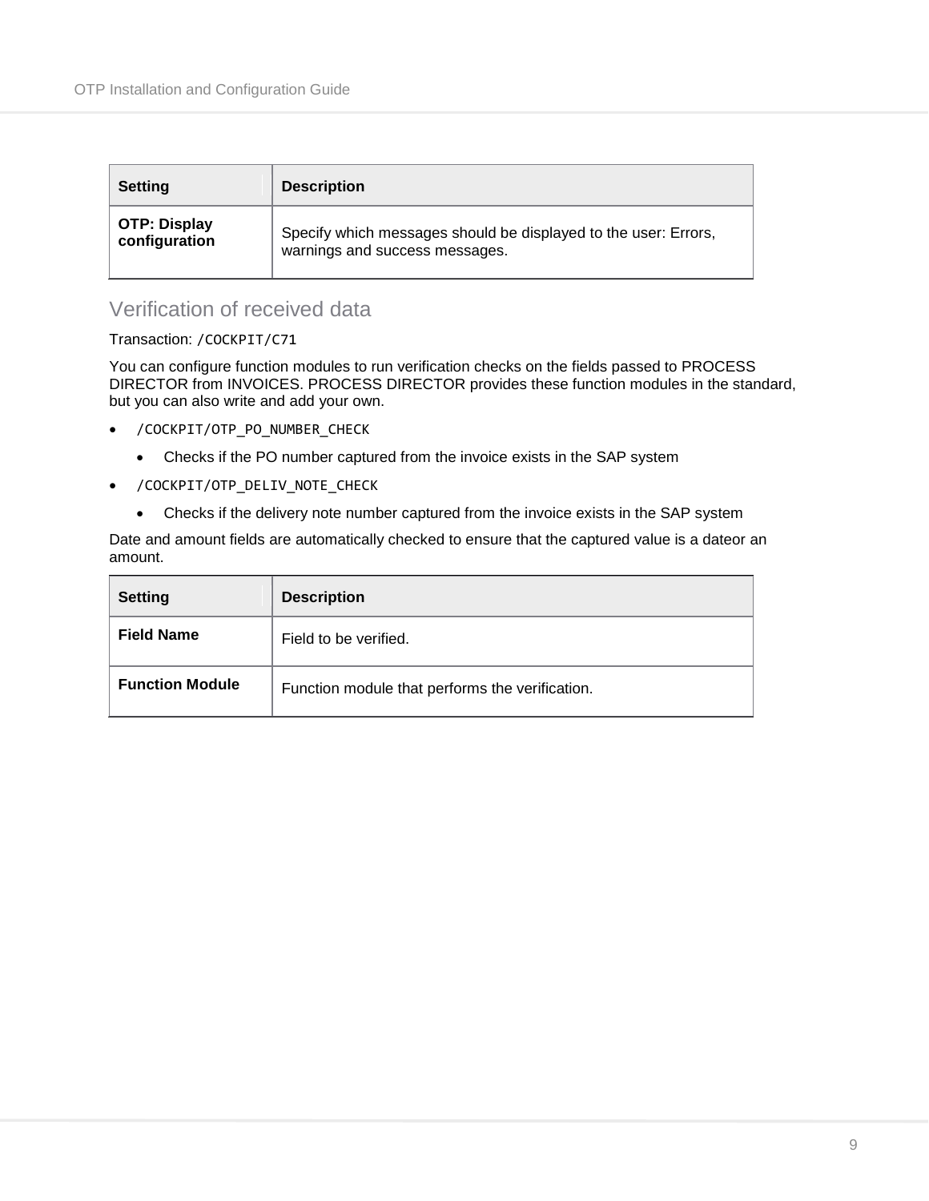| Setting | Description |
| --- | --- |
| **OTP: Display configuration** | Specify which messages should be displayed to the user: Errors, warnings and success messages. |

## Verification of received data

Transaction: `/COCKPIT/C71`

You can configure function modules to run verification checks on the fields passed to PROCESS DIRECTOR from INVOICES. PROCESS DIRECTOR provides these function modules in the standard, but you can also write and add your own.

- `/COCKPIT/OTP_PO_NUMBER_CHECK`
  - Checks if the PO number captured from the invoice exists in the SAP system
- `/COCKPIT/OTP_DELIV_NOTE_CHECK`
  - Checks if the delivery note number captured from the invoice exists in the SAP system

Date and amount fields are automatically checked to ensure that the captured value is a dateor an amount.

| Setting | Description |
| --- | --- |
| **Field Name** | Field to be verified. |
| **Function Module** | Function module that performs the verification. |